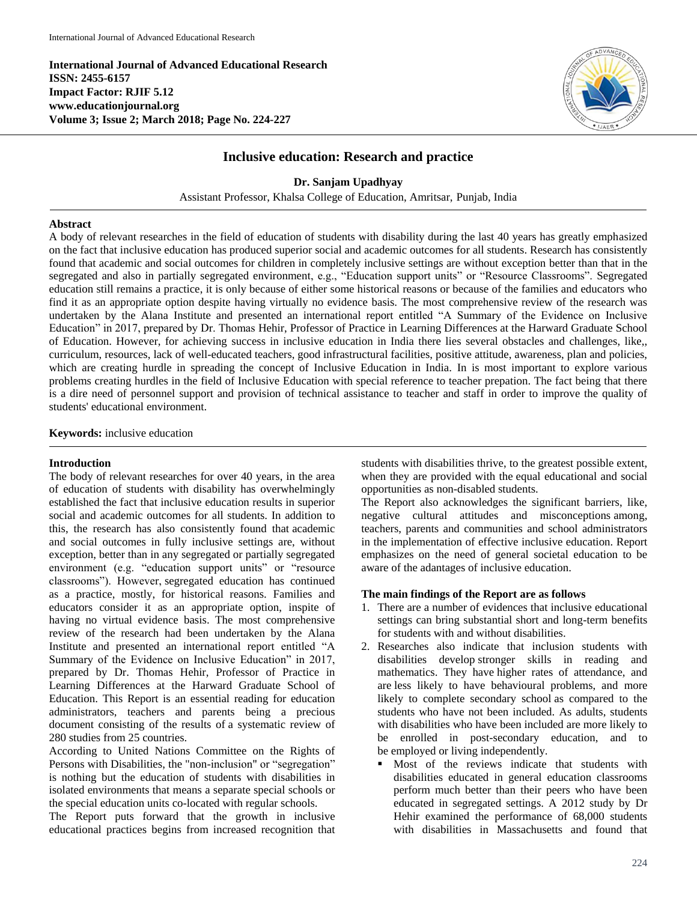**International Journal of Advanced Educational Research**
**ISSN: 2455-6157**
**Impact Factor: RJIF 5.12**
**www.educationjournal.org**
**Volume 3; Issue 2; March 2018; Page No. 224-227**

# Inclusive education: Research and practice

**Dr. Sanjam Upadhyay**

Assistant Professor, Khalsa College of Education, Amritsar, Punjab, India

## Abstract

A body of relevant researches in the field of education of students with disability during the last 40 years has greatly emphasized on the fact that inclusive education has produced superior social and academic outcomes for all students. Research has consistently found that academic and social outcomes for children in completely inclusive settings are without exception better than that in the segregated and also in partially segregated environment, e.g., "Education support units" or "Resource Classrooms". Segregated education still remains a practice, it is only because of either some historical reasons or because of the families and educators who find it as an appropriate option despite having virtually no evidence basis. The most comprehensive review of the research was undertaken by the Alana Institute and presented an international report entitled "A Summary of the Evidence on Inclusive Education" in 2017, prepared by Dr. Thomas Hehir, Professor of Practice in Learning Differences at the Harward Graduate School of Education. However, for achieving success in inclusive education in India there lies several obstacles and challenges, like,, curriculum, resources, lack of well-educated teachers, good infrastructural facilities, positive attitude, awareness, plan and policies, which are creating hurdle in spreading the concept of Inclusive Education in India. In is most important to explore various problems creating hurdles in the field of Inclusive Education with special reference to teacher prepation. The fact being that there is a dire need of personnel support and provision of technical assistance to teacher and staff in order to improve the quality of students' educational environment.

**Keywords:** inclusive education

## Introduction

The body of relevant researches for over 40 years, in the area of education of students with disability has overwhelmingly established the fact that inclusive education results in superior social and academic outcomes for all students. In addition to this, the research has also consistently found that academic and social outcomes in fully inclusive settings are, without exception, better than in any segregated or partially segregated environment (e.g. "education support units" or "resource classrooms"). However, segregated education has continued as a practice, mostly, for historical reasons. Families and educators consider it as an appropriate option, inspite of having no virtual evidence basis. The most comprehensive review of the research had been undertaken by the Alana Institute and presented an international report entitled "A Summary of the Evidence on Inclusive Education" in 2017, prepared by Dr. Thomas Hehir, Professor of Practice in Learning Differences at the Harward Graduate School of Education. This Report is an essential reading for education administrators, teachers and parents being a precious document consisting of the results of a systematic review of 280 studies from 25 countries.

According to United Nations Committee on the Rights of Persons with Disabilities, the "non-inclusion" or "segregation" is nothing but the education of students with disabilities in isolated environments that means a separate special schools or the special education units co-located with regular schools.

The Report puts forward that the growth in inclusive educational practices begins from increased recognition that students with disabilities thrive, to the greatest possible extent, when they are provided with the equal educational and social opportunities as non-disabled students.

The Report also acknowledges the significant barriers, like, negative cultural attitudes and misconceptions among, teachers, parents and communities and school administrators in the implementation of effective inclusive education. Report emphasizes on the need of general societal education to be aware of the adantages of inclusive education.

### The main findings of the Report are as follows

1. There are a number of evidences that inclusive educational settings can bring substantial short and long-term benefits for students with and without disabilities.
2. Researches also indicate that inclusion students with disabilities develop stronger skills in reading and mathematics. They have higher rates of attendance, and are less likely to have behavioural problems, and more likely to complete secondary school as compared to the students who have not been included. As adults, students with disabilities who have been included are more likely to be enrolled in post-secondary education, and to be employed or living independently.
   - Most of the reviews indicate that students with disabilities educated in general education classrooms perform much better than their peers who have been educated in segregated settings. A 2012 study by Dr Hehir examined the performance of 68,000 students with disabilities in Massachusetts and found that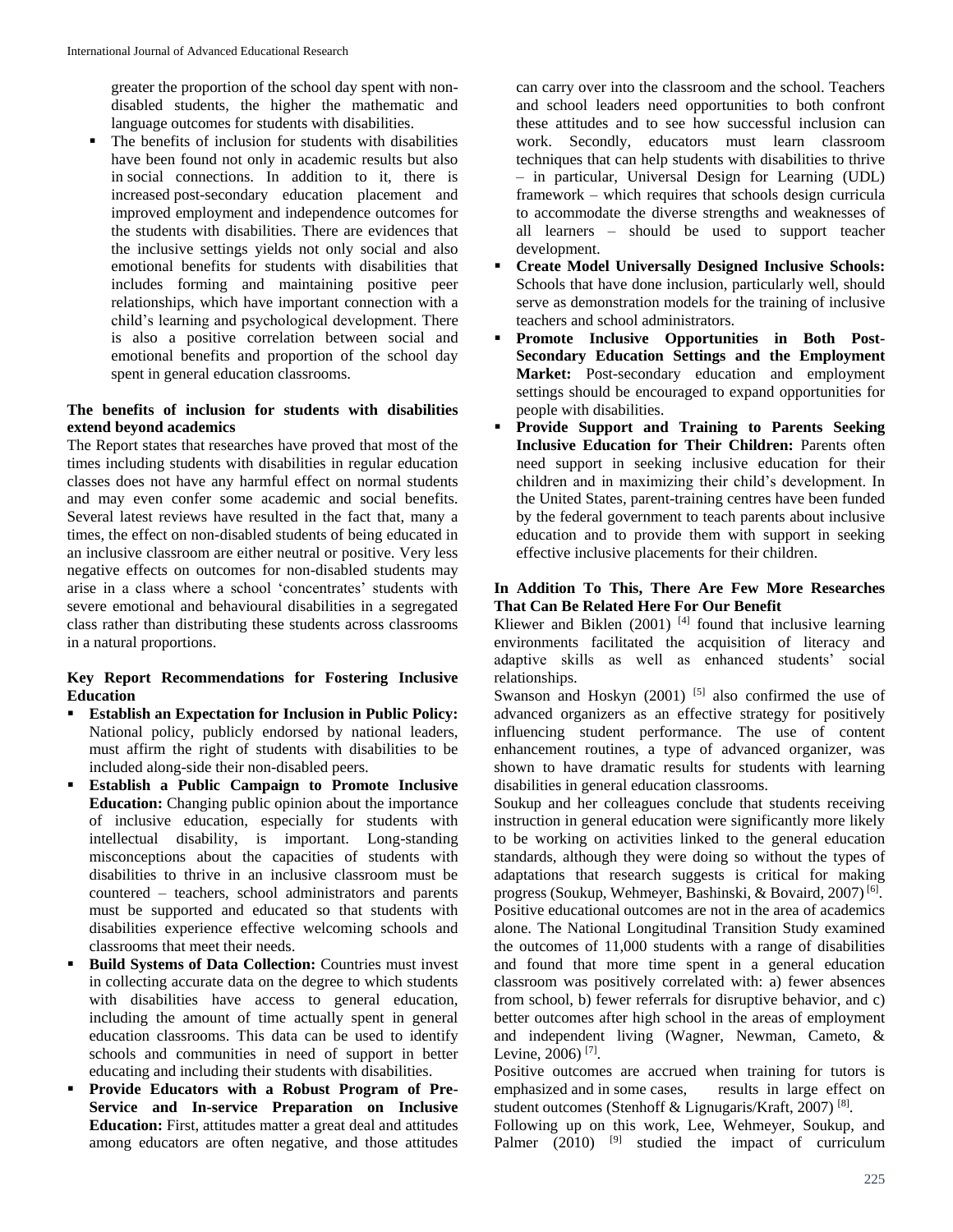greater the proportion of the school day spent with non-disabled students, the higher the mathematic and language outcomes for students with disabilities.

- The benefits of inclusion for students with disabilities have been found not only in academic results but also in social connections. In addition to it, there is increased post-secondary education placement and improved employment and independence outcomes for the students with disabilities. There are evidences that the inclusive settings yields not only social and also emotional benefits for students with disabilities that includes forming and maintaining positive peer relationships, which have important connection with a child's learning and psychological development. There is also a positive correlation between social and emotional benefits and proportion of the school day spent in general education classrooms.

**The benefits of inclusion for students with disabilities extend beyond academics**

The Report states that researches have proved that most of the times including students with disabilities in regular education classes does not have any harmful effect on normal students and may even confer some academic and social benefits. Several latest reviews have resulted in the fact that, many a times, the effect on non-disabled students of being educated in an inclusive classroom are either neutral or positive. Very less negative effects on outcomes for non-disabled students may arise in a class where a school 'concentrates' students with severe emotional and behavioural disabilities in a segregated class rather than distributing these students across classrooms in a natural proportions.

**Key Report Recommendations for Fostering Inclusive Education**

- **Establish an Expectation for Inclusion in Public Policy:** National policy, publicly endorsed by national leaders, must affirm the right of students with disabilities to be included along-side their non-disabled peers.
- **Establish a Public Campaign to Promote Inclusive Education:** Changing public opinion about the importance of inclusive education, especially for students with intellectual disability, is important. Long-standing misconceptions about the capacities of students with disabilities to thrive in an inclusive classroom must be countered – teachers, school administrators and parents must be supported and educated so that students with disabilities experience effective welcoming schools and classrooms that meet their needs.
- **Build Systems of Data Collection:** Countries must invest in collecting accurate data on the degree to which students with disabilities have access to general education, including the amount of time actually spent in general education classrooms. This data can be used to identify schools and communities in need of support in better educating and including their students with disabilities.
- **Provide Educators with a Robust Program of Pre-Service and In-service Preparation on Inclusive Education:** First, attitudes matter a great deal and attitudes among educators are often negative, and those attitudes can carry over into the classroom and the school. Teachers and school leaders need opportunities to both confront these attitudes and to see how successful inclusion can work. Secondly, educators must learn classroom techniques that can help students with disabilities to thrive – in particular, Universal Design for Learning (UDL) framework – which requires that schools design curricula to accommodate the diverse strengths and weaknesses of all learners – should be used to support teacher development.
- **Create Model Universally Designed Inclusive Schools:** Schools that have done inclusion, particularly well, should serve as demonstration models for the training of inclusive teachers and school administrators.
- **Promote Inclusive Opportunities in Both Post-Secondary Education Settings and the Employment Market:** Post-secondary education and employment settings should be encouraged to expand opportunities for people with disabilities.
- **Provide Support and Training to Parents Seeking Inclusive Education for Their Children:** Parents often need support in seeking inclusive education for their children and in maximizing their child's development. In the United States, parent-training centres have been funded by the federal government to teach parents about inclusive education and to provide them with support in seeking effective inclusive placements for their children.

**In Addition To This, There Are Few More Researches That Can Be Related Here For Our Benefit**

Kliewer and Biklen (2001) [4] found that inclusive learning environments facilitated the acquisition of literacy and adaptive skills as well as enhanced students' social relationships.

Swanson and Hoskyn (2001) [5] also confirmed the use of advanced organizers as an effective strategy for positively influencing student performance. The use of content enhancement routines, a type of advanced organizer, was shown to have dramatic results for students with learning disabilities in general education classrooms.

Soukup and her colleagues conclude that students receiving instruction in general education were significantly more likely to be working on activities linked to the general education standards, although they were doing so without the types of adaptations that research suggests is critical for making progress (Soukup, Wehmeyer, Bashinski, & Bovaird, 2007) [6].

Positive educational outcomes are not in the area of academics alone. The National Longitudinal Transition Study examined the outcomes of 11,000 students with a range of disabilities and found that more time spent in a general education classroom was positively correlated with: a) fewer absences from school, b) fewer referrals for disruptive behavior, and c) better outcomes after high school in the areas of employment and independent living (Wagner, Newman, Cameto, & Levine, 2006) [7].

Positive outcomes are accrued when training for tutors is emphasized and in some cases, results in large effect on student outcomes (Stenhoff & Lignugaris/Kraft, 2007) [8].

Following up on this work, Lee, Wehmeyer, Soukup, and Palmer (2010) [9] studied the impact of curriculum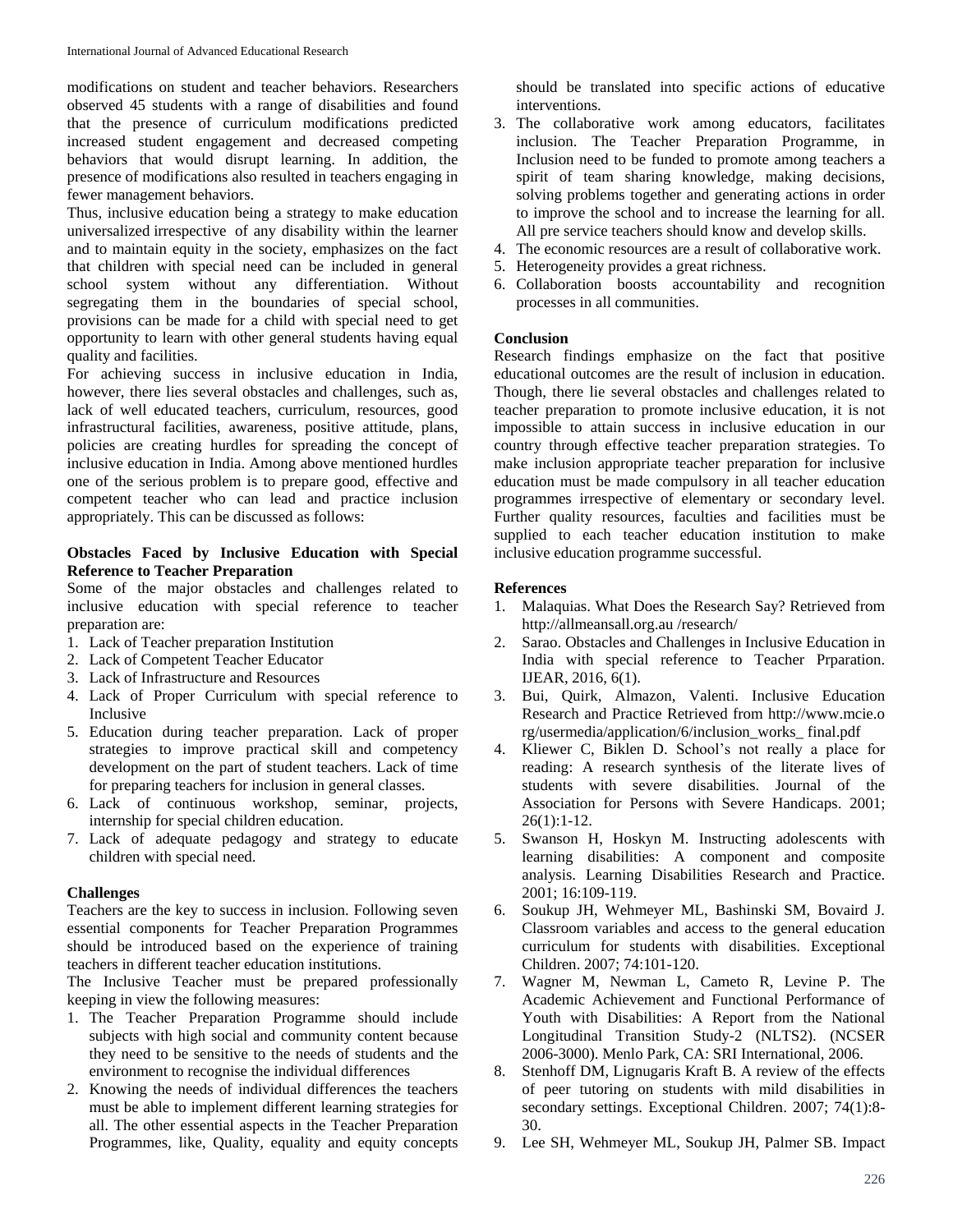modifications on student and teacher behaviors. Researchers observed 45 students with a range of disabilities and found that the presence of curriculum modifications predicted increased student engagement and decreased competing behaviors that would disrupt learning. In addition, the presence of modifications also resulted in teachers engaging in fewer management behaviors.

Thus, inclusive education being a strategy to make education universalized irrespective of any disability within the learner and to maintain equity in the society, emphasizes on the fact that children with special need can be included in general school system without any differentiation. Without segregating them in the boundaries of special school, provisions can be made for a child with special need to get opportunity to learn with other general students having equal quality and facilities.

For achieving success in inclusive education in India, however, there lies several obstacles and challenges, such as, lack of well educated teachers, curriculum, resources, good infrastructural facilities, awareness, positive attitude, plans, policies are creating hurdles for spreading the concept of inclusive education in India. Among above mentioned hurdles one of the serious problem is to prepare good, effective and competent teacher who can lead and practice inclusion appropriately. This can be discussed as follows:

**Obstacles Faced by Inclusive Education with Special Reference to Teacher Preparation**

Some of the major obstacles and challenges related to inclusive education with special reference to teacher preparation are:

1. Lack of Teacher preparation Institution
2. Lack of Competent Teacher Educator
3. Lack of Infrastructure and Resources
4. Lack of Proper Curriculum with special reference to Inclusive
5. Education during teacher preparation. Lack of proper strategies to improve practical skill and competency development on the part of student teachers. Lack of time for preparing teachers for inclusion in general classes.
6. Lack of continuous workshop, seminar, projects, internship for special children education.
7. Lack of adequate pedagogy and strategy to educate children with special need.

**Challenges**

Teachers are the key to success in inclusion. Following seven essential components for Teacher Preparation Programmes should be introduced based on the experience of training teachers in different teacher education institutions.

The Inclusive Teacher must be prepared professionally keeping in view the following measures:

1. The Teacher Preparation Programme should include subjects with high social and community content because they need to be sensitive to the needs of students and the environment to recognise the individual differences
2. Knowing the needs of individual differences the teachers must be able to implement different learning strategies for all. The other essential aspects in the Teacher Preparation Programmes, like, Quality, equality and equity concepts should be translated into specific actions of educative interventions.
3. The collaborative work among educators, facilitates inclusion. The Teacher Preparation Programme, in Inclusion need to be funded to promote among teachers a spirit of team sharing knowledge, making decisions, solving problems together and generating actions in order to improve the school and to increase the learning for all. All pre service teachers should know and develop skills.
4. The economic resources are a result of collaborative work.
5. Heterogeneity provides a great richness.
6. Collaboration boosts accountability and recognition processes in all communities.

**Conclusion**

Research findings emphasize on the fact that positive educational outcomes are the result of inclusion in education. Though, there lie several obstacles and challenges related to teacher preparation to promote inclusive education, it is not impossible to attain success in inclusive education in our country through effective teacher preparation strategies. To make inclusion appropriate teacher preparation for inclusive education must be made compulsory in all teacher education programmes irrespective of elementary or secondary level. Further quality resources, faculties and facilities must be supplied to each teacher education institution to make inclusive education programme successful.

**References**

1. Malaquias. What Does the Research Say? Retrieved from http://allmeansall.org.au /research/
2. Sarao. Obstacles and Challenges in Inclusive Education in India with special reference to Teacher Prparation. IJEAR, 2016, 6(1).
3. Bui, Quirk, Almazon, Valenti. Inclusive Education Research and Practice Retrieved from http://www.mcie.org/usermedia/application/6/inclusion_works_ final.pdf
4. Kliewer C, Biklen D. School's not really a place for reading: A research synthesis of the literate lives of students with severe disabilities. Journal of the Association for Persons with Severe Handicaps. 2001; 26(1):1-12.
5. Swanson H, Hoskyn M. Instructing adolescents with learning disabilities: A component and composite analysis. Learning Disabilities Research and Practice. 2001; 16:109-119.
6. Soukup JH, Wehmeyer ML, Bashinski SM, Bovaird J. Classroom variables and access to the general education curriculum for students with disabilities. Exceptional Children. 2007; 74:101-120.
7. Wagner M, Newman L, Cameto R, Levine P. The Academic Achievement and Functional Performance of Youth with Disabilities: A Report from the National Longitudinal Transition Study-2 (NLTS2). (NCSER 2006-3000). Menlo Park, CA: SRI International, 2006.
8. Stenhoff DM, Lignugaris Kraft B. A review of the effects of peer tutoring on students with mild disabilities in secondary settings. Exceptional Children. 2007; 74(1):8-30.
9. Lee SH, Wehmeyer ML, Soukup JH, Palmer SB. Impact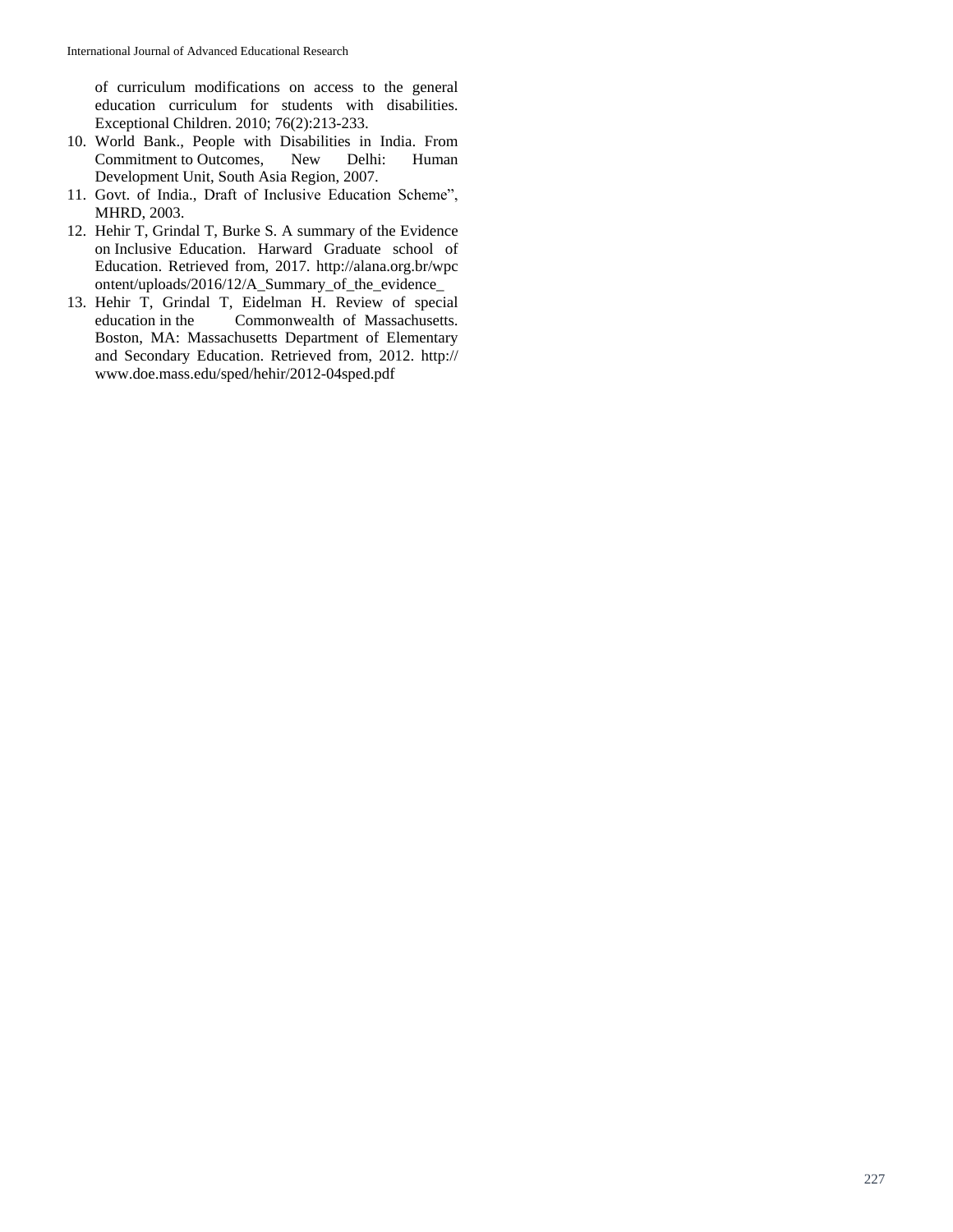of curriculum modifications on access to the general education curriculum for students with disabilities. Exceptional Children. 2010; 76(2):213-233.

10. World Bank., People with Disabilities in India. From Commitment to Outcomes, New Delhi: Human Development Unit, South Asia Region, 2007.
11. Govt. of India., Draft of Inclusive Education Scheme", MHRD, 2003.
12. Hehir T, Grindal T, Burke S. A summary of the Evidence on Inclusive Education. Harward Graduate school of Education. Retrieved from, 2017. http://alana.org.br/wpcontent/uploads/2016/12/A_Summary_of_the_evidence_
13. Hehir T, Grindal T, Eidelman H. Review of special education in the Commonwealth of Massachusetts. Boston, MA: Massachusetts Department of Elementary and Secondary Education. Retrieved from, 2012. http://www.doe.mass.edu/sped/hehir/2012-04sped.pdf